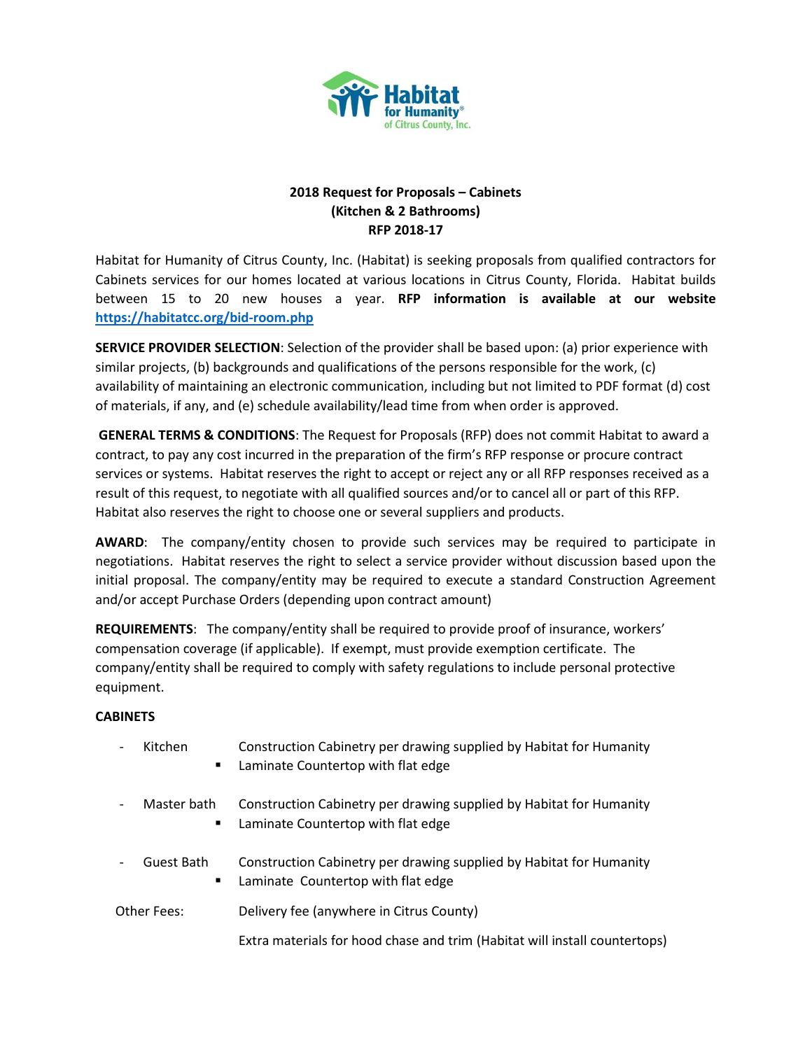Habitat for Humanity® of Citrus County, Inc.

# 2018 Request for Proposals – Cabinets
## (Kitchen & 2 Bathrooms)
## RFP 2018-17

Habitat for Humanity of Citrus County, Inc. (Habitat) is seeking proposals from qualified contractors for Cabinets services for our homes located at various locations in Citrus County, Florida. Habitat builds between 15 to 20 new houses a year. **RFP information is available at our website https://habitatcc.org/bid-room.php**

**SERVICE PROVIDER SELECTION**: Selection of the provider shall be based upon: (a) prior experience with similar projects, (b) backgrounds and qualifications of the persons responsible for the work, (c) availability of maintaining an electronic communication, including but not limited to PDF format (d) cost of materials, if any, and (e) schedule availability/lead time from when order is approved.

**GENERAL TERMS & CONDITIONS**: The Request for Proposals (RFP) does not commit Habitat to award a contract, to pay any cost incurred in the preparation of the firm's RFP response or procure contract services or systems. Habitat reserves the right to accept or reject any or all RFP responses received as a result of this request, to negotiate with all qualified sources and/or to cancel all or part of this RFP. Habitat also reserves the right to choose one or several suppliers and products.

**AWARD**: The company/entity chosen to provide such services may be required to participate in negotiations. Habitat reserves the right to select a service provider without discussion based upon the initial proposal. The company/entity may be required to execute a standard Construction Agreement and/or accept Purchase Orders (depending upon contract amount)

**REQUIREMENTS**: The company/entity shall be required to provide proof of insurance, workers' compensation coverage (if applicable). If exempt, must provide exemption certificate. The company/entity shall be required to comply with safety regulations to include personal protective equipment.

**CABINETS**

- Kitchen — Construction Cabinetry per drawing supplied by Habitat for Humanity
  - Laminate Countertop with flat edge
- Master bath — Construction Cabinetry per drawing supplied by Habitat for Humanity
  - Laminate Countertop with flat edge
- Guest Bath — Construction Cabinetry per drawing supplied by Habitat for Humanity
  - Laminate Countertop with flat edge

Other Fees: Delivery fee (anywhere in Citrus County)

Extra materials for hood chase and trim (Habitat will install countertops)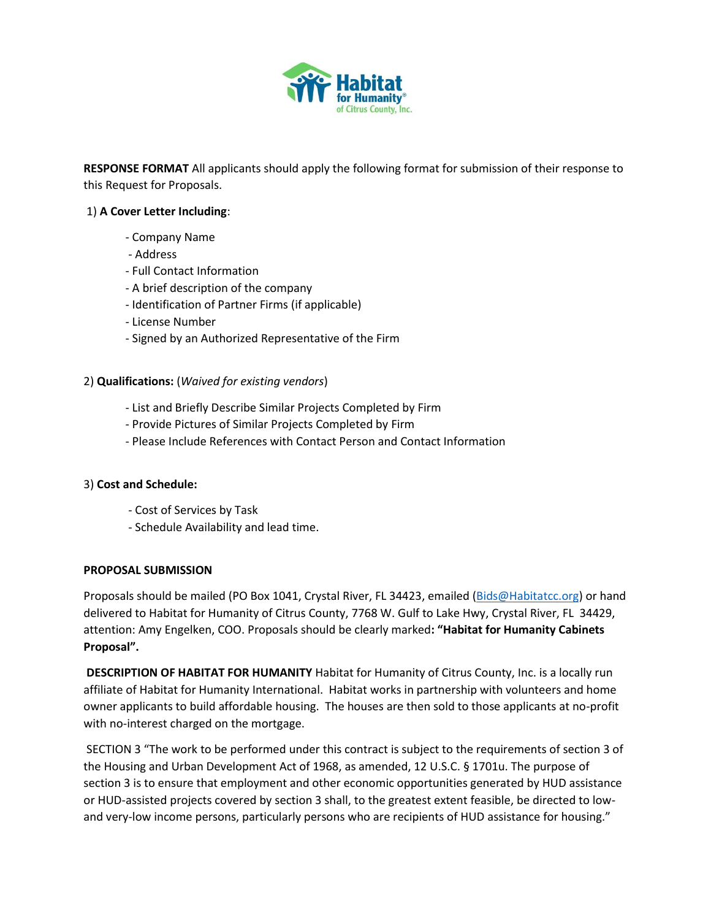**RESPONSE FORMAT** All applicants should apply the following format for submission of their response to this Request for Proposals.

1) **A Cover Letter Including**:

- Company Name
- Address
- Full Contact Information
- A brief description of the company
- Identification of Partner Firms (if applicable)
- License Number
- Signed by an Authorized Representative of the Firm

2) **Qualifications:** (*Waived for existing vendors*)

- List and Briefly Describe Similar Projects Completed by Firm
- Provide Pictures of Similar Projects Completed by Firm
- Please Include References with Contact Person and Contact Information

3) **Cost and Schedule:**

- Cost of Services by Task
- Schedule Availability and lead time.

**PROPOSAL SUBMISSION**

Proposals should be mailed (PO Box 1041, Crystal River, FL 34423, emailed (Bids@Habitatcc.org) or hand delivered to Habitat for Humanity of Citrus County, 7768 W. Gulf to Lake Hwy, Crystal River, FL 34429, attention: Amy Engelken, COO. Proposals should be clearly marked**: "Habitat for Humanity Cabinets Proposal".**

**DESCRIPTION OF HABITAT FOR HUMANITY** Habitat for Humanity of Citrus County, Inc. is a locally run affiliate of Habitat for Humanity International. Habitat works in partnership with volunteers and home owner applicants to build affordable housing. The houses are then sold to those applicants at no-profit with no-interest charged on the mortgage.

SECTION 3 "The work to be performed under this contract is subject to the requirements of section 3 of the Housing and Urban Development Act of 1968, as amended, 12 U.S.C. § 1701u. The purpose of section 3 is to ensure that employment and other economic opportunities generated by HUD assistance or HUD-assisted projects covered by section 3 shall, to the greatest extent feasible, be directed to low- and very-low income persons, particularly persons who are recipients of HUD assistance for housing."